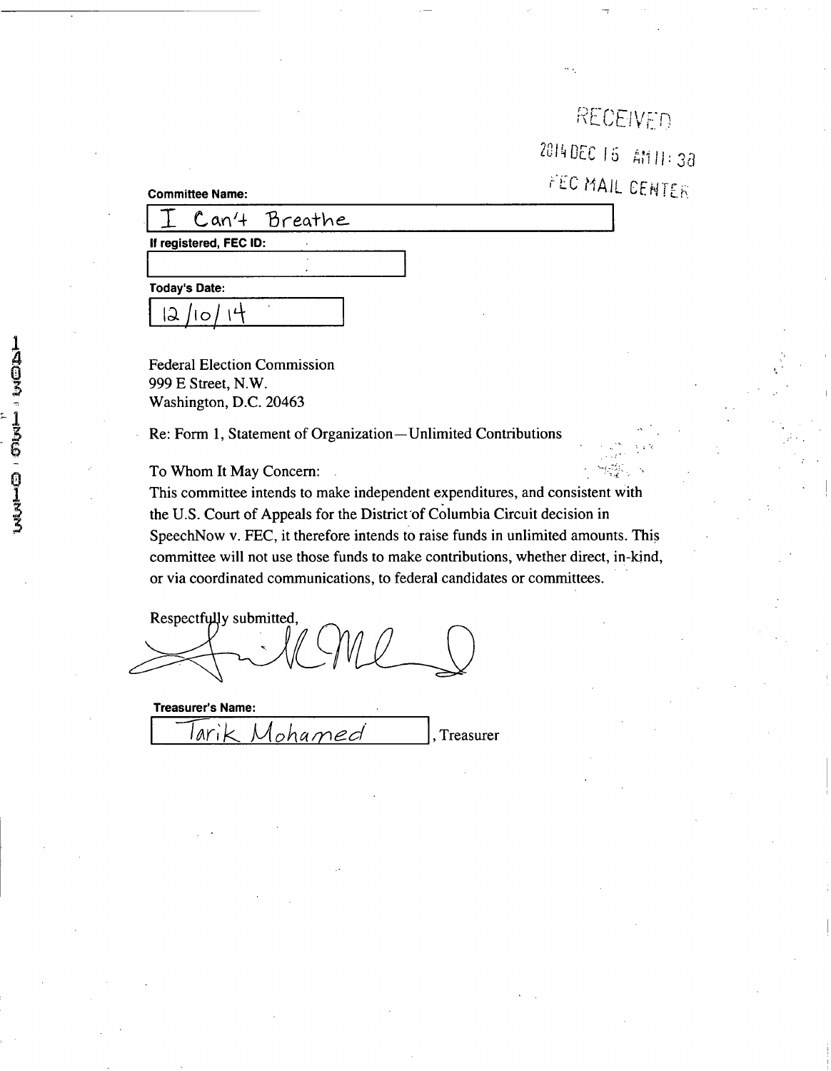RECEIVED

2014 DEC 15 AM 11:38

FEC MAIL CENTER

**Committee Name:**

I Can't Breathe

**If registered, FEC ID:**

**Today's Date:**

12/10/14

Federal Election Commission
999 E Street, N.W.
Washington, D.C. 20463

Re: Form 1, Statement of Organization—Unlimited Contributions

To Whom It May Concern:
This committee intends to make independent expenditures, and consistent with the U.S. Court of Appeals for the District of Columbia Circuit decision in SpeechNow v. FEC, it therefore intends to raise funds in unlimited amounts. This committee will not use those funds to make contributions, whether direct, in-kind, or via coordinated communications, to federal candidates or committees.

Respectfully submitted,

**Treasurer's Name:**

Tarik Mohamed, Treasurer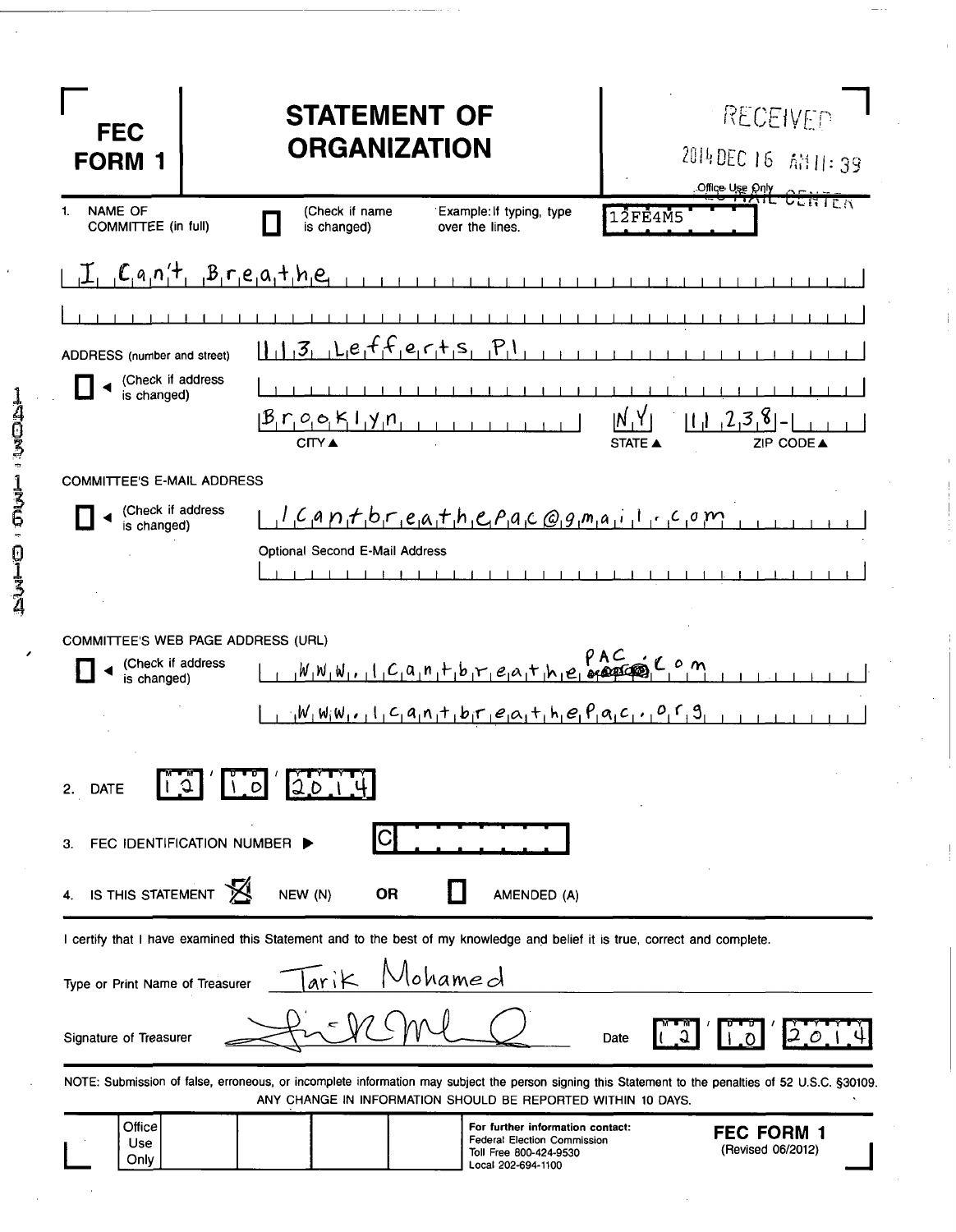# FEC FORM 1

# STATEMENT OF ORGANIZATION

RECEIVED
2014 DEC 16 AM 11:39

Office Use Only

12FE4M5

1. NAME OF COMMITTEE (in full) ☐ (Check if name is changed) Example: If typing, type over the lines.

I Can't Breathe

ADDRESS (number and street) 113 Lefferts Pl

☐ (Check if address is changed)

Brooklyn NY 11238-

CITY ▲ STATE ▲ ZIP CODE ▲

COMMITTEE'S E-MAIL ADDRESS

☐ (Check if address is changed) Icantbreathepac@gmail.com

Optional Second E-Mail Address

COMMITTEE'S WEB PAGE ADDRESS (URL)

☐ (Check if address is changed) www.Icantbreathepac.com

www.Icantbreathepac.org

2. DATE 12 / 10 / 2014

3. FEC IDENTIFICATION NUMBER ▶ C

4. IS THIS STATEMENT ☒ NEW (N) OR ☐ AMENDED (A)

I certify that I have examined this Statement and to the best of my knowledge and belief it is true, correct and complete.

Type or Print Name of Treasurer Tarik Mohamed

Signature of Treasurer [signature] Date 12 / 10 / 2014

NOTE: Submission of false, erroneous, or incomplete information may subject the person signing this Statement to the penalties of 52 U.S.C. §30109. ANY CHANGE IN INFORMATION SHOULD BE REPORTED WITHIN 10 DAYS.

Office Use Only

For further information contact:
Federal Election Commission
Toll Free 800-424-9530
Local 202-694-1100

FEC FORM 1
(Revised 06/2012)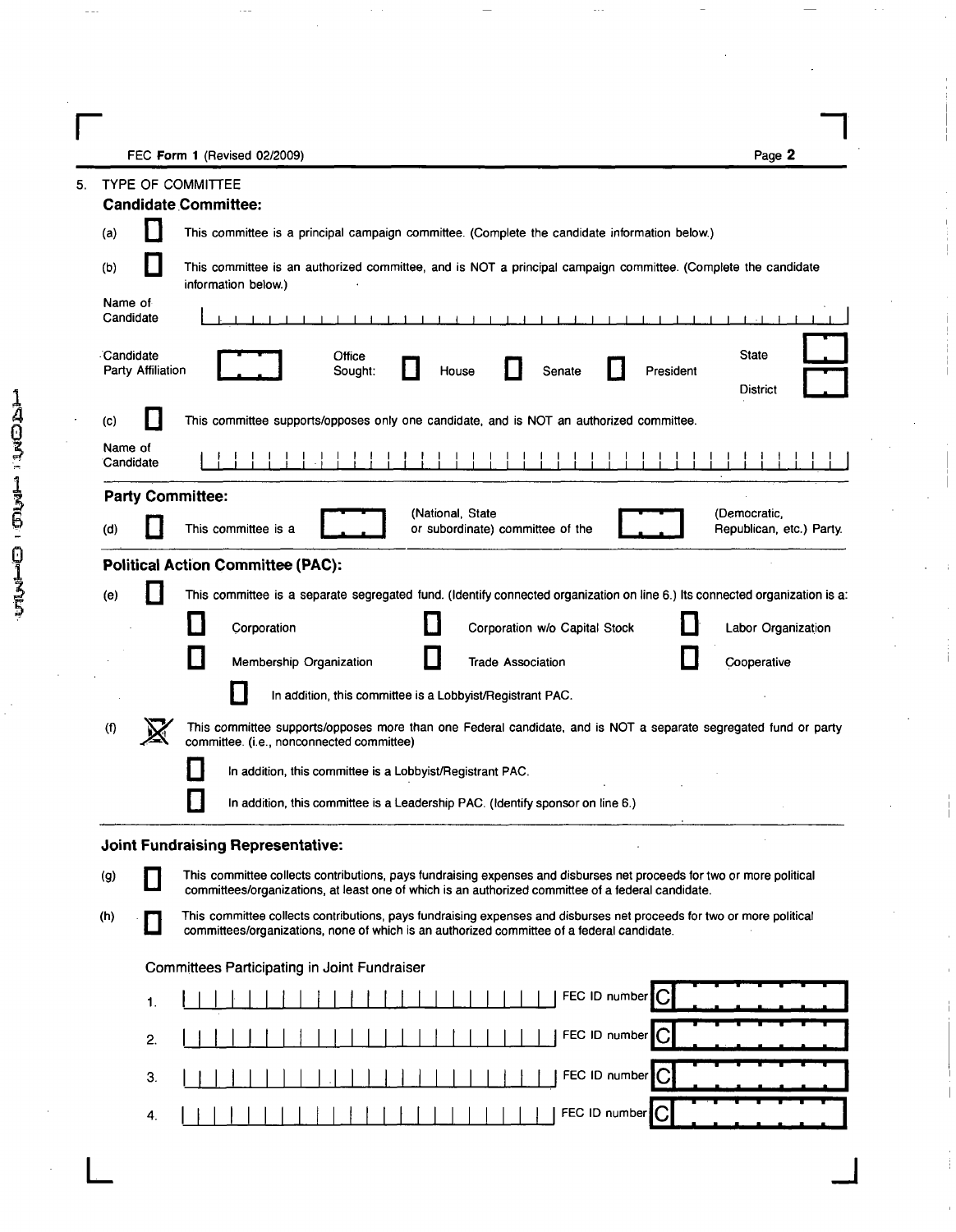FEC **Form 1** (Revised 02/2009)

5. TYPE OF COMMITTEE

**Candidate Committee:**

(a) ☐ This committee is a principal campaign committee. (Complete the candidate information below.)

(b) ☐ This committee is an authorized committee, and is NOT a principal campaign committee. (Complete the candidate information below.)

Name of Candidate

Candidate Party Affiliation | Office Sought: ☐ House ☐ Senate ☐ President | State | District

(c) ☐ This committee supports/opposes only one candidate, and is NOT an authorized committee.

Name of Candidate

**Party Committee:**

(d) ☐ This committee is a (National, State or subordinate) committee of the (Democratic, Republican, etc.) Party.

**Political Action Committee (PAC):**

(e) ☐ This committee is a separate segregated fund. (Identify connected organization on line 6.) Its connected organization is a:

☐ Corporation ☐ Corporation w/o Capital Stock ☐ Labor Organization

☐ Membership Organization ☐ Trade Association ☐ Cooperative

☐ In addition, this committee is a Lobbyist/Registrant PAC.

(f) ☒ This committee supports/opposes more than one Federal candidate, and is NOT a separate segregated fund or party committee. (i.e., nonconnected committee)

☐ In addition, this committee is a Lobbyist/Registrant PAC.

☐ In addition, this committee is a Leadership PAC. (Identify sponsor on line 6.)

**Joint Fundraising Representative:**

(g) ☐ This committee collects contributions, pays fundraising expenses and disburses net proceeds for two or more political committees/organizations, at least one of which is an authorized committee of a federal candidate.

(h) ☐ This committee collects contributions, pays fundraising expenses and disburses net proceeds for two or more political committees/organizations, none of which is an authorized committee of a federal candidate.

Committees Participating in Joint Fundraiser

1. FEC ID number C
2. FEC ID number C
3. FEC ID number C
4. FEC ID number C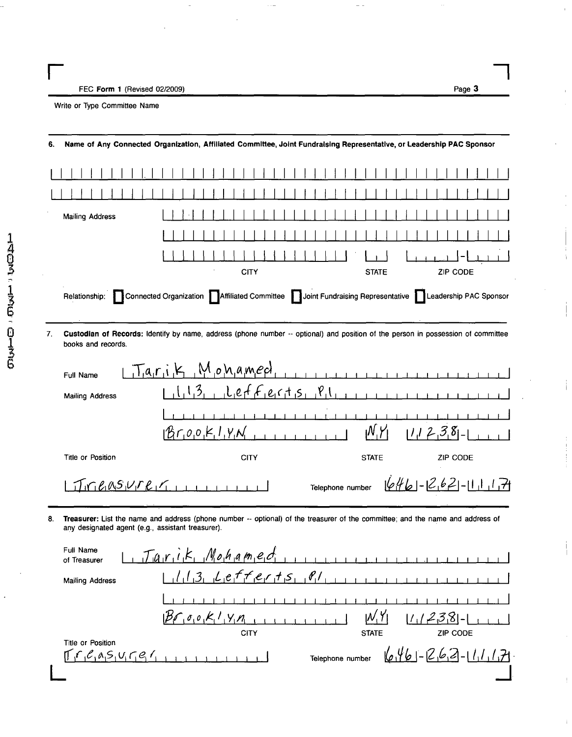FEC **Form 1** (Revised 02/2009)

Write or Type Committee Name

**6. Name of Any Connected Organization, Affiliated Committee, Joint Fundraising Representative, or Leadership PAC Sponsor**

Mailing Address

CITY | STATE | ZIP CODE

Relationship: ☐ Connected Organization ☐ Affiliated Committee ☐ Joint Fundraising Representative ☐ Leadership PAC Sponsor

**7. Custodian of Records:** Identify by name, address (phone number -- optional) and position of the person in possession of committee books and records.

Full Name: Tarik Mohamed

Mailing Address: 113 Lefferts Pl

Brooklyn | NY | 11238

CITY | STATE | ZIP CODE

Title or Position: Treasurer

Telephone number: 646-262-1117

**8. Treasurer:** List the name and address (phone number -- optional) of the treasurer of the committee; and the name and address of any designated agent (e.g., assistant treasurer).

Full Name of Treasurer: Tarik Mohamed

Mailing Address: 113 Lefferts Pl

Brooklyn | NY | 11238

CITY | STATE | ZIP CODE

Title or Position: Treasurer

Telephone number: 646-262-1117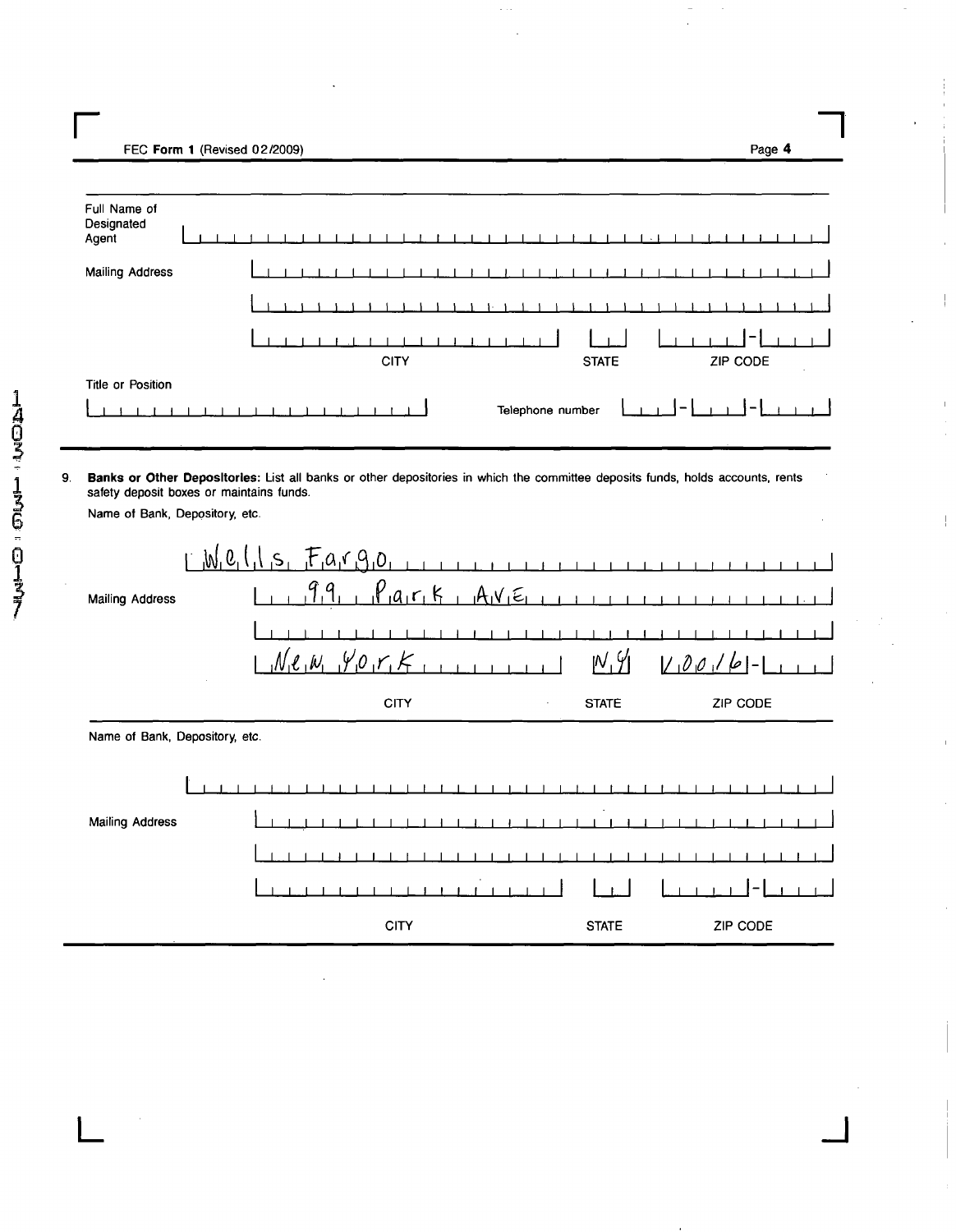FEC **Form 1** (Revised 02/2009)

Full Name of Designated Agent

Mailing Address

CITY | STATE | ZIP CODE

Title or Position

Telephone number

9. **Banks or Other Depositories:** List all banks or other depositories in which the committee deposits funds, holds accounts, rents safety deposit boxes or maintains funds.

Name of Bank, Depository, etc.

Wells Fargo

Mailing Address

99 Park AVE

New York | NY | 10016

CITY | STATE | ZIP CODE

Name of Bank, Depository, etc.

Mailing Address

CITY | STATE | ZIP CODE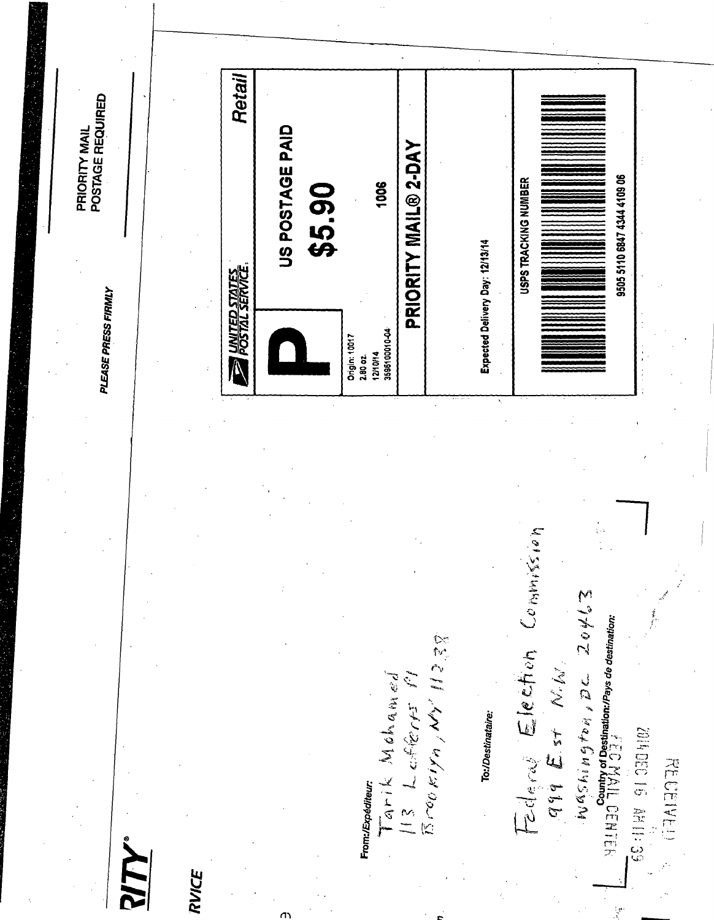RITY®

RVICE

PLEASE PRESS FIRMLY

PRIORITY MAIL
POSTAGE REQUIRED

UNITED STATES POSTAL SERVICE

Retail

P

US POSTAGE PAID

$5.90

Origin: 10017
2.80 oz.
12/10/14
3596100010-04

1006

PRIORITY MAIL® 2-DAY

Expected Delivery Day: 12/13/14

USPS TRACKING NUMBER

9505 5110 6847 4344 4109 06

From:/Expéditeur:

Tarik Mohamed
113 Lefferts Pl
Brooklyn, NY 11238

To:/Destinataire:

Federal Election Commission
999 E st N.W.
Washington, DC 20463

Country of Destination:/Pays de destination:

RECEIVED
FEC MAIL CENTER
2014 DEC 16 AM 11:39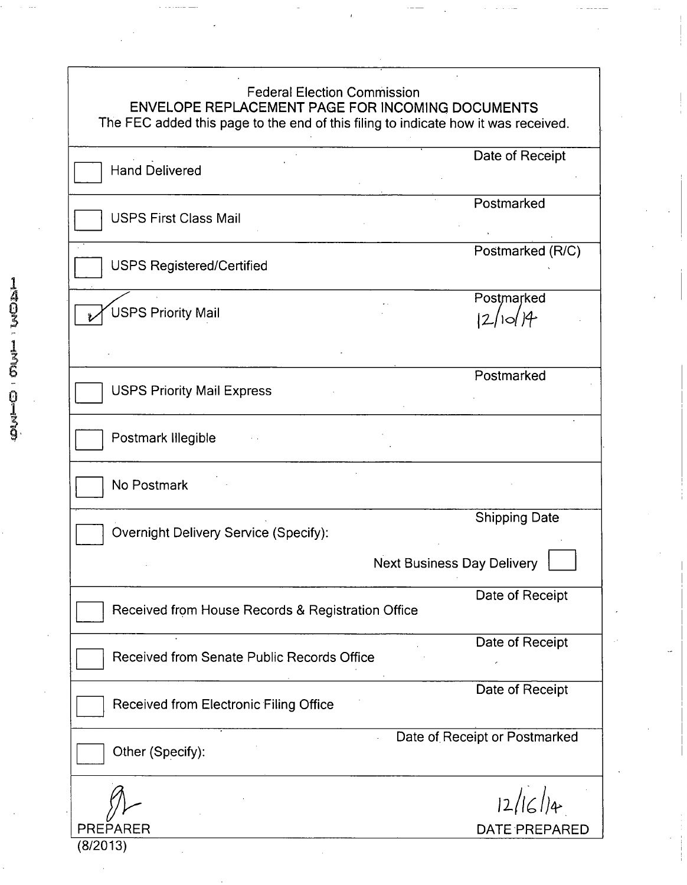# Federal Election Commission
## ENVELOPE REPLACEMENT PAGE FOR INCOMING DOCUMENTS

The FEC added this page to the end of this filing to indicate how it was received.

| | | |
|---|---|---|
| ☐ | Hand Delivered | Date of Receipt |
| ☐ | USPS First Class Mail | Postmarked |
| ☐ | USPS Registered/Certified | Postmarked (R/C) |
| ☑ | USPS Priority Mail | Postmarked 12/10/14 |
| ☐ | USPS Priority Mail Express | Postmarked |
| ☐ | Postmark Illegible | |
| ☐ | No Postmark | |
| ☐ | Overnight Delivery Service (Specify): Next Business Day Delivery ☐ | Shipping Date |
| ☐ | Received from House Records & Registration Office | Date of Receipt |
| ☐ | Received from Senate Public Records Office | Date of Receipt |
| ☐ | Received from Electronic Filing Office | Date of Receipt |
| ☐ | Other (Specify): | Date of Receipt or Postmarked |

PREPARER

12/16/14
DATE PREPARED

(8/2013)

14031360136